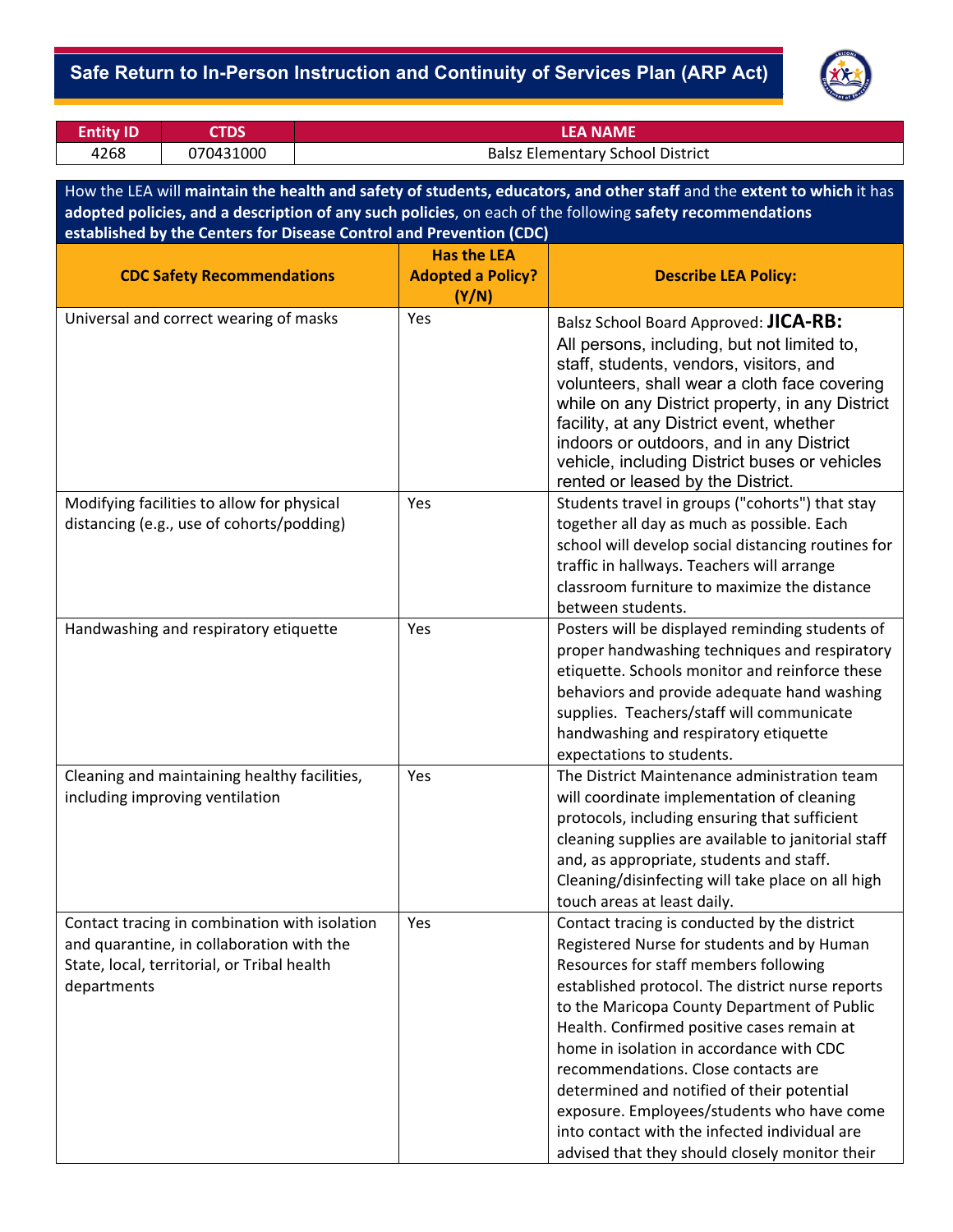# Safe Return to In-Person Instruction and Continuity of Services Plan (ARP Act)

| Entity ID | CTDS | LEA NAME |
|---|---|---|
| 4268 | 070431000 | Balsz Elementary School District |

How the LEA will **maintain the health and safety of students, educators, and other staff** and the **extent to which** it has **adopted policies, and a description of any such policies**, on each of the following **safety recommendations established by the Centers for Disease Control and Prevention (CDC)**

| CDC Safety Recommendations | Has the LEA Adopted a Policy? (Y/N) | Describe LEA Policy: |
|---|---|---|
| Universal and correct wearing of masks | Yes | Balsz School Board Approved: **JICA-RB:** All persons, including, but not limited to, staff, students, vendors, visitors, and volunteers, shall wear a cloth face covering while on any District property, in any District facility, at any District event, whether indoors or outdoors, and in any District vehicle, including District buses or vehicles rented or leased by the District. |
| Modifying facilities to allow for physical distancing (e.g., use of cohorts/podding) | Yes | Students travel in groups ("cohorts") that stay together all day as much as possible. Each school will develop social distancing routines for traffic in hallways. Teachers will arrange classroom furniture to maximize the distance between students. |
| Handwashing and respiratory etiquette | Yes | Posters will be displayed reminding students of proper handwashing techniques and respiratory etiquette. Schools monitor and reinforce these behaviors and provide adequate hand washing supplies. Teachers/staff will communicate handwashing and respiratory etiquette expectations to students. |
| Cleaning and maintaining healthy facilities, including improving ventilation | Yes | The District Maintenance administration team will coordinate implementation of cleaning protocols, including ensuring that sufficient cleaning supplies are available to janitorial staff and, as appropriate, students and staff. Cleaning/disinfecting will take place on all high touch areas at least daily. |
| Contact tracing in combination with isolation and quarantine, in collaboration with the State, local, territorial, or Tribal health departments | Yes | Contact tracing is conducted by the district Registered Nurse for students and by Human Resources for staff members following established protocol. The district nurse reports to the Maricopa County Department of Public Health. Confirmed positive cases remain at home in isolation in accordance with CDC recommendations. Close contacts are determined and notified of their potential exposure. Employees/students who have come into contact with the infected individual are advised that they should closely monitor their |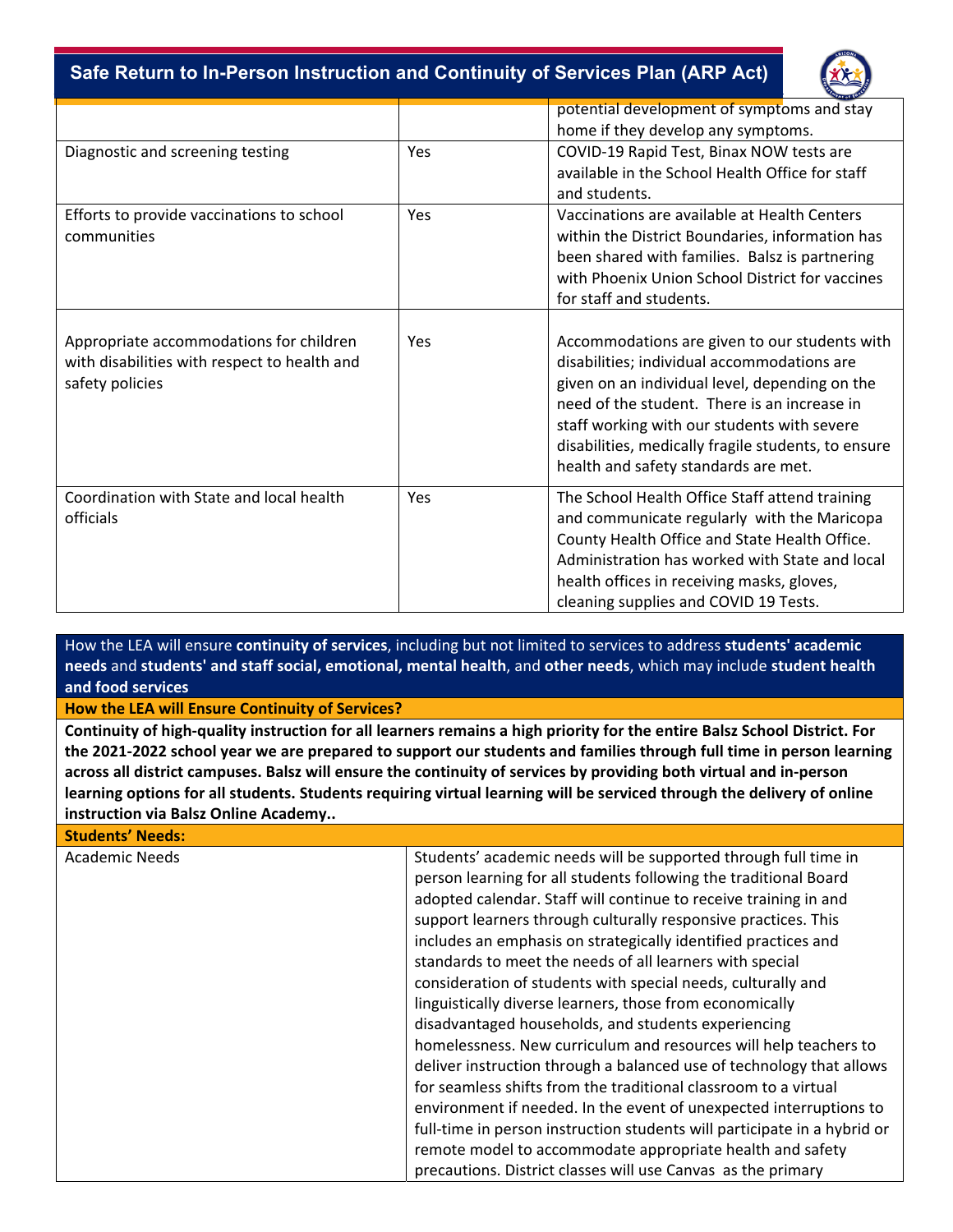| | | |
|---|---|---|
| | | potential development of symptoms and stay home if they develop any symptoms. |
| Diagnostic and screening testing | Yes | COVID-19 Rapid Test, Binax NOW tests are available in the School Health Office for staff and students. |
| Efforts to provide vaccinations to school communities | Yes | Vaccinations are available at Health Centers within the District Boundaries, information has been shared with families. Balsz is partnering with Phoenix Union School District for vaccines for staff and students. |
| Appropriate accommodations for children with disabilities with respect to health and safety policies | Yes | Accommodations are given to our students with disabilities; individual accommodations are given on an individual level, depending on the need of the student. There is an increase in staff working with our students with severe disabilities, medically fragile students, to ensure health and safety standards are met. |
| Coordination with State and local health officials | Yes | The School Health Office Staff attend training and communicate regularly with the Maricopa County Health Office and State Health Office. Administration has worked with State and local health offices in receiving masks, gloves, cleaning supplies and COVID 19 Tests. |

How the LEA will ensure **continuity of services**, including but not limited to services to address **students' academic needs** and **students' and staff social, emotional, mental health**, and **other needs**, which may include **student health and food services**

**How the LEA will Ensure Continuity of Services?**

**Continuity of high-quality instruction for all learners remains a high priority for the entire Balsz School District. For the 2021-2022 school year we are prepared to support our students and families through full time in person learning across all district campuses. Balsz will ensure the continuity of services by providing both virtual and in-person learning options for all students. Students requiring virtual learning will be serviced through the delivery of online instruction via Balsz Online Academy..**

| **Students' Needs:** | |
|---|---|
| Academic Needs | Students' academic needs will be supported through full time in person learning for all students following the traditional Board adopted calendar. Staff will continue to receive training in and support learners through culturally responsive practices. This includes an emphasis on strategically identified practices and standards to meet the needs of all learners with special consideration of students with special needs, culturally and linguistically diverse learners, those from economically disadvantaged households, and students experiencing homelessness. New curriculum and resources will help teachers to deliver instruction through a balanced use of technology that allows for seamless shifts from the traditional classroom to a virtual environment if needed. In the event of unexpected interruptions to full-time in person instruction students will participate in a hybrid or remote model to accommodate appropriate health and safety precautions. District classes will use Canvas as the primary |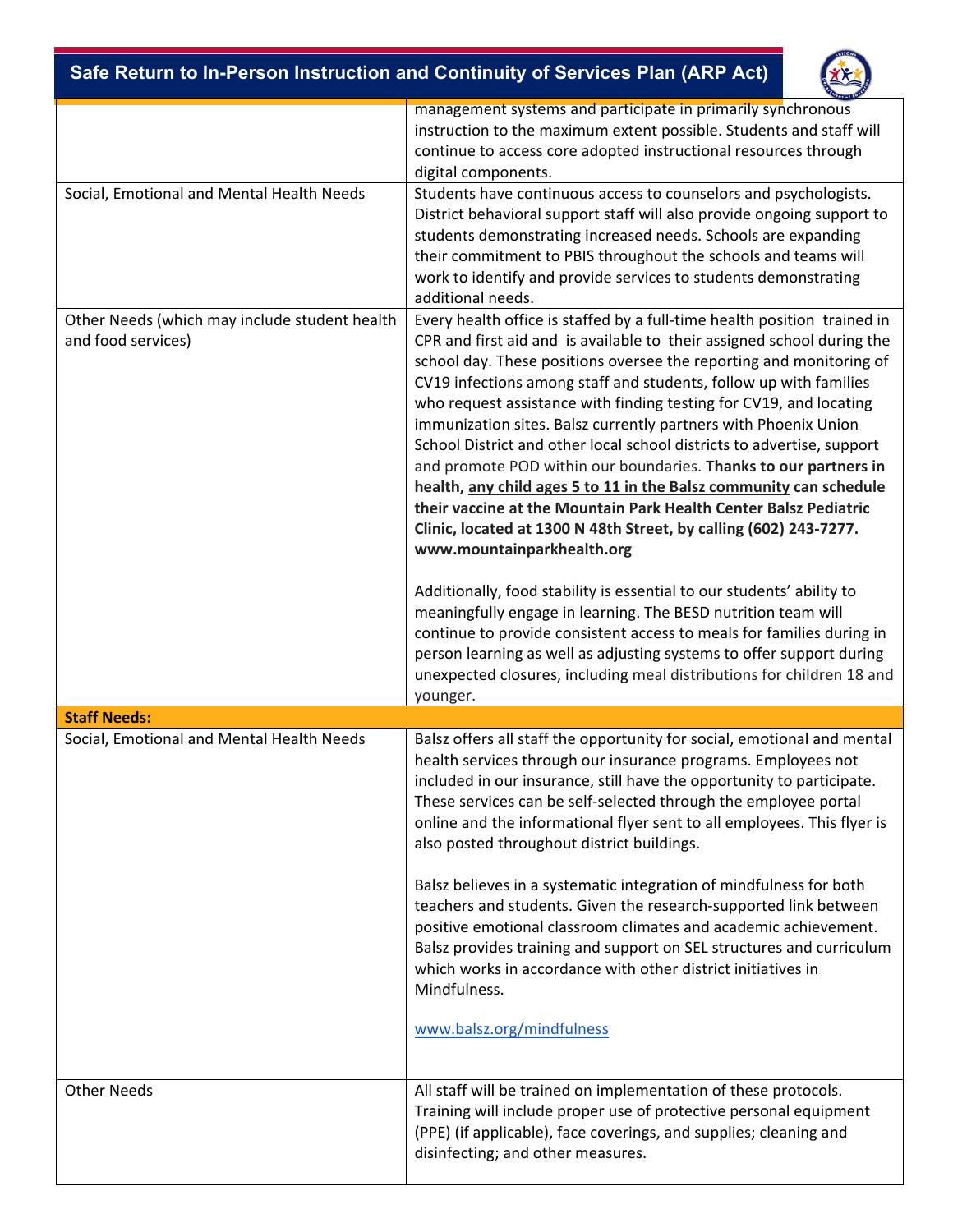| | |
|---|---|
| | management systems and participate in primarily synchronous instruction to the maximum extent possible. Students and staff will continue to access core adopted instructional resources through digital components. |
| Social, Emotional and Mental Health Needs | Students have continuous access to counselors and psychologists. District behavioral support staff will also provide ongoing support to students demonstrating increased needs. Schools are expanding their commitment to PBIS throughout the schools and teams will work to identify and provide services to students demonstrating additional needs. |
| Other Needs (which may include student health and food services) | Every health office is staffed by a full-time health position trained in CPR and first aid and is available to their assigned school during the school day. These positions oversee the reporting and monitoring of CV19 infections among staff and students, follow up with families who request assistance with finding testing for CV19, and locating immunization sites. Balsz currently partners with Phoenix Union School District and other local school districts to advertise, support and promote POD within our boundaries. **Thanks to our partners in health, <u>any child ages 5 to 11 in the Balsz community</u> can schedule their vaccine at the Mountain Park Health Center Balsz Pediatric Clinic, located at 1300 N 48th Street, by calling (602) 243-7277. www.mountainparkhealth.org**<br><br>Additionally, food stability is essential to our students' ability to meaningfully engage in learning. The BESD nutrition team will continue to provide consistent access to meals for families during in person learning as well as adjusting systems to offer support during unexpected closures, including meal distributions for children 18 and younger. |
| **Staff Needs:** | |
| Social, Emotional and Mental Health Needs | Balsz offers all staff the opportunity for social, emotional and mental health services through our insurance programs. Employees not included in our insurance, still have the opportunity to participate. These services can be self-selected through the employee portal online and the informational flyer sent to all employees. This flyer is also posted throughout district buildings.<br><br>Balsz believes in a systematic integration of mindfulness for both teachers and students. Given the research-supported link between positive emotional classroom climates and academic achievement. Balsz provides training and support on SEL structures and curriculum which works in accordance with other district initiatives in Mindfulness.<br><br>www.balsz.org/mindfulness |
| Other Needs | All staff will be trained on implementation of these protocols. Training will include proper use of protective personal equipment (PPE) (if applicable), face coverings, and supplies; cleaning and disinfecting; and other measures. |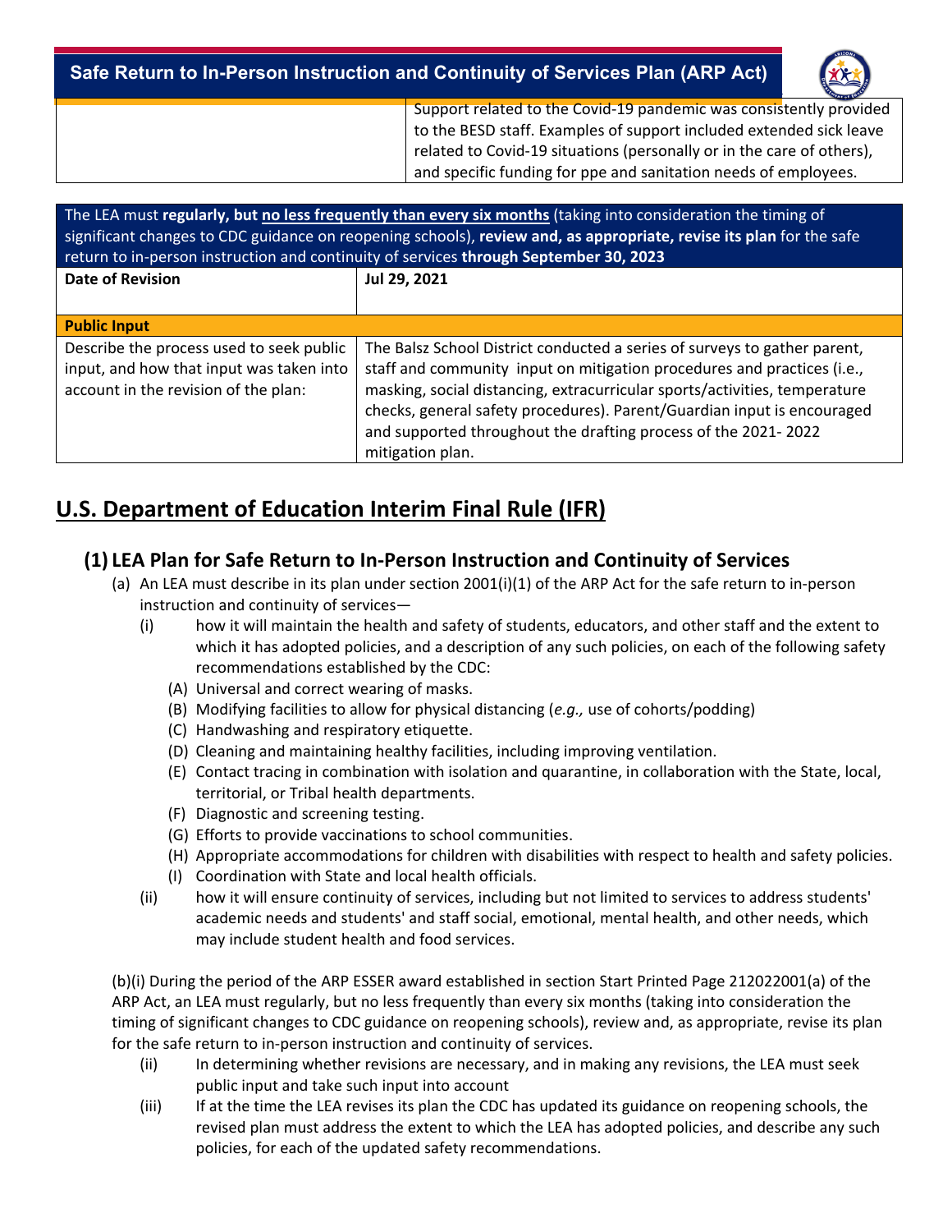| | Support related to the Covid-19 pandemic was consistently provided to the BESD staff. Examples of support included extended sick leave related to Covid-19 situations (personally or in the care of others), and specific funding for ppe and sanitation needs of employees. |
|---|---|

The LEA must **regularly, but no less frequently than every six months** (taking into consideration the timing of significant changes to CDC guidance on reopening schools), **review and, as appropriate, revise its plan** for the safe return to in-person instruction and continuity of services **through September 30, 2023**

| **Date of Revision** | **Jul 29, 2021** |
|---|---|
| **Public Input** | |
| Describe the process used to seek public input, and how that input was taken into account in the revision of the plan: | The Balsz School District conducted a series of surveys to gather parent, staff and community input on mitigation procedures and practices (i.e., masking, social distancing, extracurricular sports/activities, temperature checks, general safety procedures). Parent/Guardian input is encouraged and supported throughout the drafting process of the 2021- 2022 mitigation plan. |

# U.S. Department of Education Interim Final Rule (IFR)

## (1) LEA Plan for Safe Return to In-Person Instruction and Continuity of Services

(a) An LEA must describe in its plan under section 2001(i)(1) of the ARP Act for the safe return to in-person instruction and continuity of services—

(i) how it will maintain the health and safety of students, educators, and other staff and the extent to which it has adopted policies, and a description of any such policies, on each of the following safety recommendations established by the CDC:

(A) Universal and correct wearing of masks.
(B) Modifying facilities to allow for physical distancing (*e.g.,* use of cohorts/podding)
(C) Handwashing and respiratory etiquette.
(D) Cleaning and maintaining healthy facilities, including improving ventilation.
(E) Contact tracing in combination with isolation and quarantine, in collaboration with the State, local, territorial, or Tribal health departments.
(F) Diagnostic and screening testing.
(G) Efforts to provide vaccinations to school communities.
(H) Appropriate accommodations for children with disabilities with respect to health and safety policies.
(I) Coordination with State and local health officials.

(ii) how it will ensure continuity of services, including but not limited to services to address students' academic needs and students' and staff social, emotional, mental health, and other needs, which may include student health and food services.

(b)(i) During the period of the ARP ESSER award established in section Start Printed Page 212022001(a) of the ARP Act, an LEA must regularly, but no less frequently than every six months (taking into consideration the timing of significant changes to CDC guidance on reopening schools), review and, as appropriate, revise its plan for the safe return to in-person instruction and continuity of services.

(ii) In determining whether revisions are necessary, and in making any revisions, the LEA must seek public input and take such input into account

(iii) If at the time the LEA revises its plan the CDC has updated its guidance on reopening schools, the revised plan must address the extent to which the LEA has adopted policies, and describe any such policies, for each of the updated safety recommendations.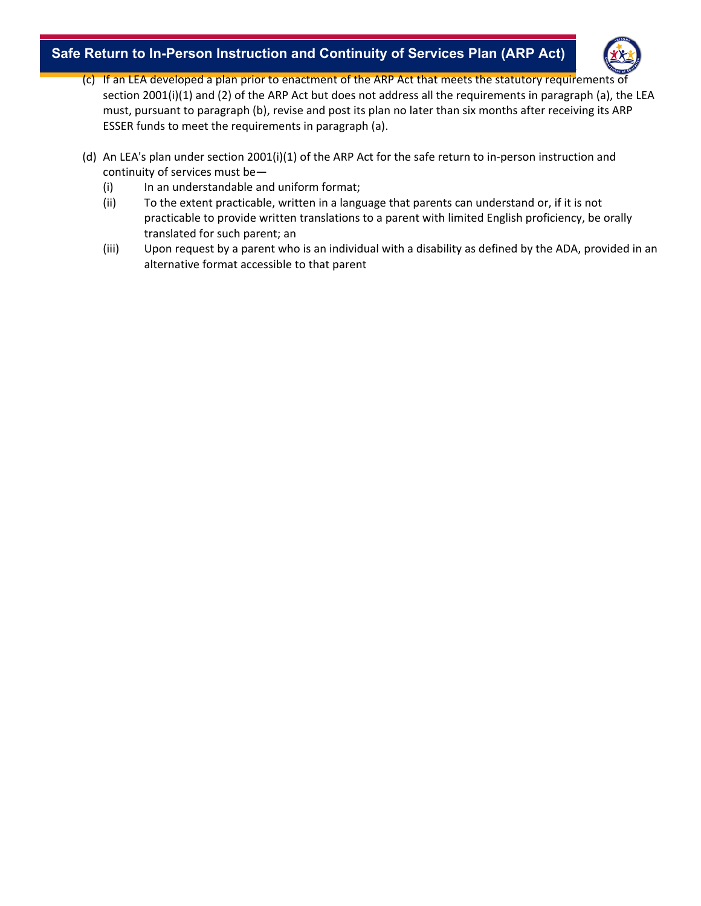(c) If an LEA developed a plan prior to enactment of the ARP Act that meets the statutory requirements of section 2001(i)(1) and (2) of the ARP Act but does not address all the requirements in paragraph (a), the LEA must, pursuant to paragraph (b), revise and post its plan no later than six months after receiving its ARP ESSER funds to meet the requirements in paragraph (a).

(d) An LEA's plan under section 2001(i)(1) of the ARP Act for the safe return to in-person instruction and continuity of services must be—

- (i) In an understandable and uniform format;
- (ii) To the extent practicable, written in a language that parents can understand or, if it is not practicable to provide written translations to a parent with limited English proficiency, be orally translated for such parent; an
- (iii) Upon request by a parent who is an individual with a disability as defined by the ADA, provided in an alternative format accessible to that parent